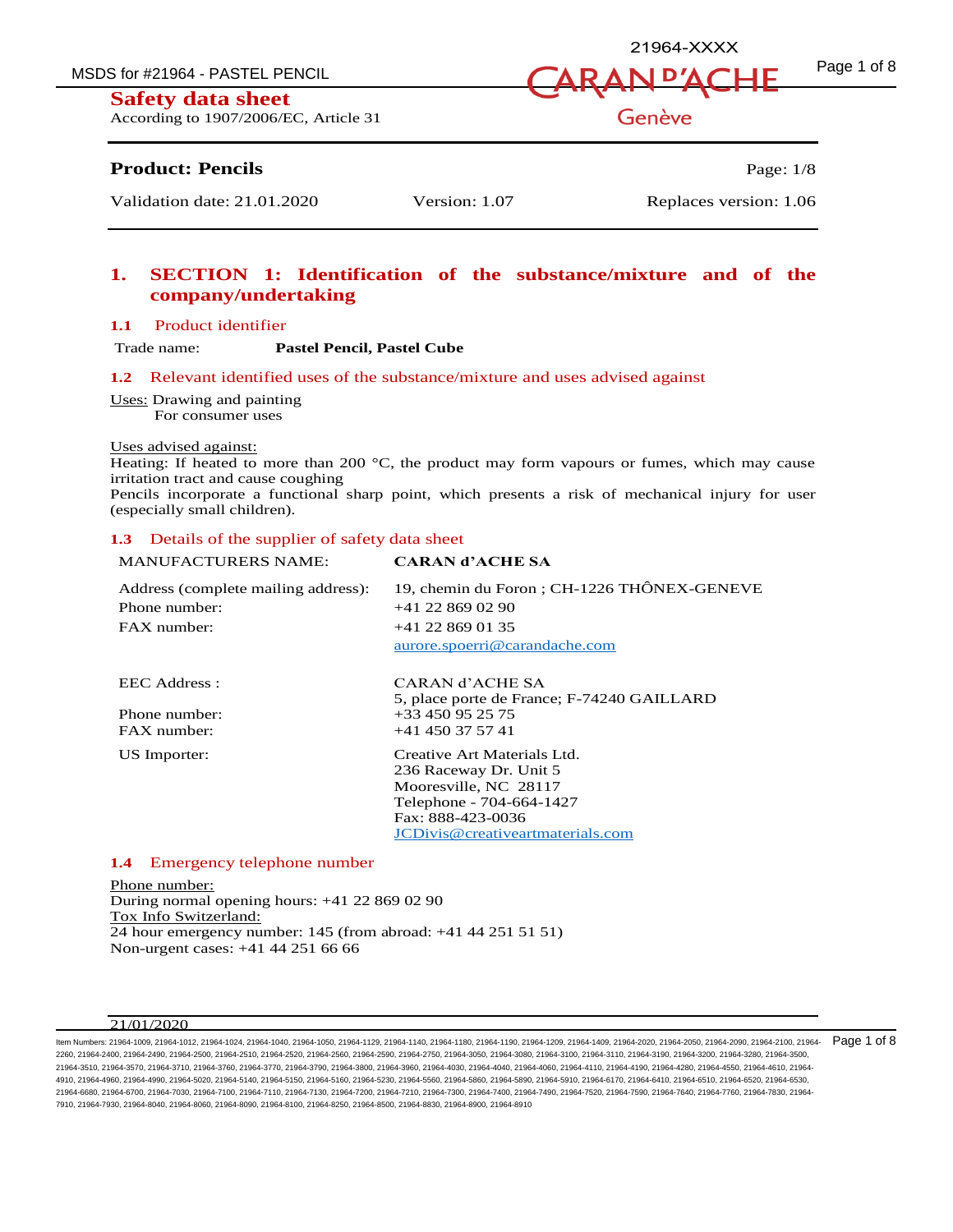# Safety data sheet

According to 1907/2006/EC, Article 31

**Product: Pencils**

| Validation date: 21.01.2020 | Version: 1.07 | Replaces version: 1.06 |
|---|---|---|

## 1. SECTION 1: Identification of the substance/mixture and of the company/undertaking

### 1.1 Product identifier

Trade name: **Pastel Pencil, Pastel Cube**

### 1.2 Relevant identified uses of the substance/mixture and uses advised against

Uses: Drawing and painting
For consumer uses

Uses advised against:
Heating: If heated to more than 200 °C, the product may form vapours or fumes, which may cause irritation tract and cause coughing
Pencils incorporate a functional sharp point, which presents a risk of mechanical injury for user (especially small children).

### 1.3 Details of the supplier of safety data sheet

| | |
|---|---|
| MANUFACTURERS NAME: | **CARAN d'ACHE SA** |
| Address (complete mailing address): | 19, chemin du Foron ; CH-1226 THÔNEX-GENEVE |
| Phone number: | +41 22 869 02 90 |
| FAX number: | +41 22 869 01 35 |
| | aurore.spoerri@carandache.com |
| EEC Address : | CARAN d'ACHE SA<br>5, place porte de France; F-74240 GAILLARD |
| Phone number: | +33 450 95 25 75 |
| FAX number: | +41 450 37 57 41 |
| US Importer: | Creative Art Materials Ltd.<br>236 Raceway Dr. Unit 5<br>Mooresville, NC 28117<br>Telephone - 704-664-1427<br>Fax: 888-423-0036<br>JCDivis@creativeartmaterials.com |

### 1.4 Emergency telephone number

Phone number:
During normal opening hours: +41 22 869 02 90
Tox Info Switzerland:
24 hour emergency number: 145 (from abroad: +41 44 251 51 51)
Non-urgent cases: +41 44 251 66 66

21/01/2020

Item Numbers: 21964-1009, 21964-1012, 21964-1024, 21964-1040, 21964-1050, 21964-1129, 21964-1140, 21964-1180, 21964-1190, 21964-1209, 21964-1409, 21964-2020, 21964-2050, 21964-2090, 21964-2100, 21964-2260, 21964-2400, 21964-2490, 21964-2500, 21964-2510, 21964-2520, 21964-2560, 21964-2590, 21964-2750, 21964-3050, 21964-3080, 21964-3100, 21964-3110, 21964-3190, 21964-3200, 21964-3280, 21964-3500, 21964-3510, 21964-3570, 21964-3710, 21964-3760, 21964-3770, 21964-3790, 21964-3800, 21964-3960, 21964-4030, 21964-4040, 21964-4060, 21964-4110, 21964-4190, 21964-4280, 21964-4550, 21964-4610, 21964-4910, 21964-4960, 21964-4990, 21964-5020, 21964-5140, 21964-5150, 21964-5160, 21964-5230, 21964-5560, 21964-5860, 21964-5890, 21964-5910, 21964-6170, 21964-6410, 21964-6510, 21964-6520, 21964-6530, 21964-6680, 21964-6700, 21964-7030, 21964-7100, 21964-7110, 21964-7130, 21964-7200, 21964-7210, 21964-7300, 21964-7400, 21964-7490, 21964-7520, 21964-7590, 21964-7640, 21964-7760, 21964-7830, 21964-7910, 21964-7930, 21964-8040, 21964-8060, 21964-8090, 21964-8100, 21964-8250, 21964-8500, 21964-8830, 21964-8900, 21964-8910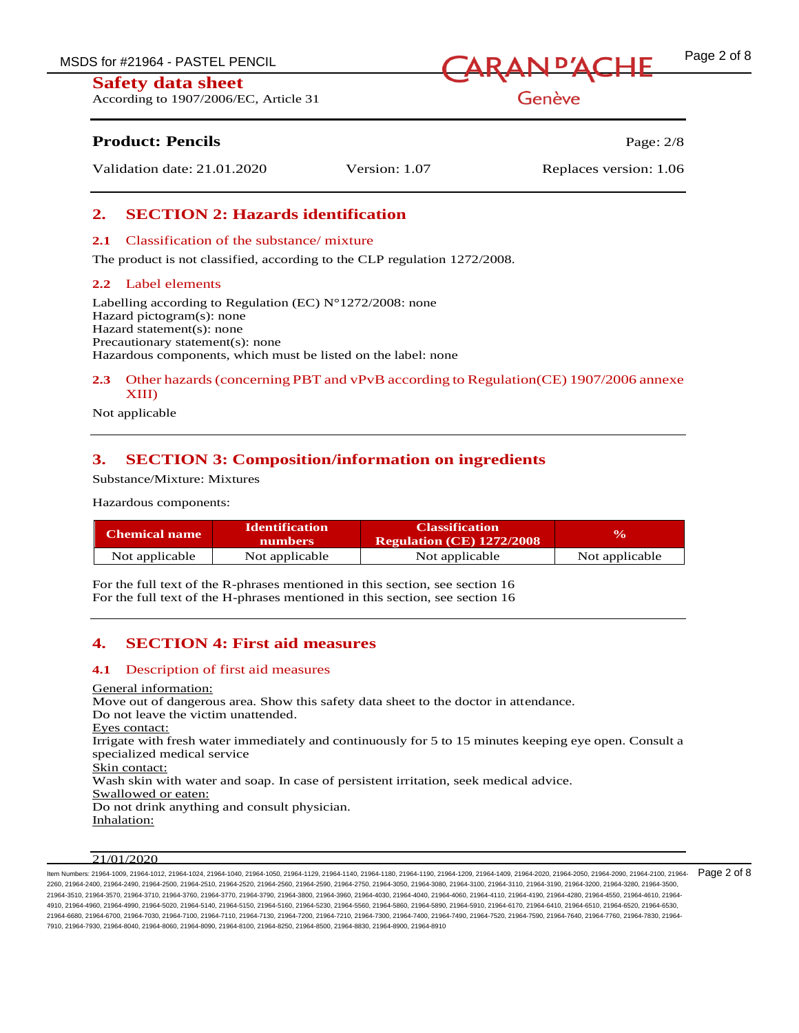## 2. SECTION 2: Hazards identification

### 2.1 Classification of the substance/ mixture

The product is not classified, according to the CLP regulation 1272/2008.

### 2.2 Label elements

Labelling according to Regulation (EC) N°1272/2008: none
Hazard pictogram(s): none
Hazard statement(s): none
Precautionary statement(s): none
Hazardous components, which must be listed on the label: none

### 2.3 Other hazards (concerning PBT and vPvB according to Regulation(CE) 1907/2006 annexe XIII)

Not applicable

## 3. SECTION 3: Composition/information on ingredients

Substance/Mixture: Mixtures

Hazardous components:

| Chemical name | Identification numbers | Classification Regulation (CE) 1272/2008 | % |
|---|---|---|---|
| Not applicable | Not applicable | Not applicable | Not applicable |

For the full text of the R-phrases mentioned in this section, see section 16
For the full text of the H-phrases mentioned in this section, see section 16

## 4. SECTION 4: First aid measures

### 4.1 Description of first aid measures

General information:
Move out of dangerous area. Show this safety data sheet to the doctor in attendance.
Do not leave the victim unattended.
Eyes contact:
Irrigate with fresh water immediately and continuously for 5 to 15 minutes keeping eye open. Consult a specialized medical service
Skin contact:
Wash skin with water and soap. In case of persistent irritation, seek medical advice.
Swallowed or eaten:
Do not drink anything and consult physician.
Inhalation: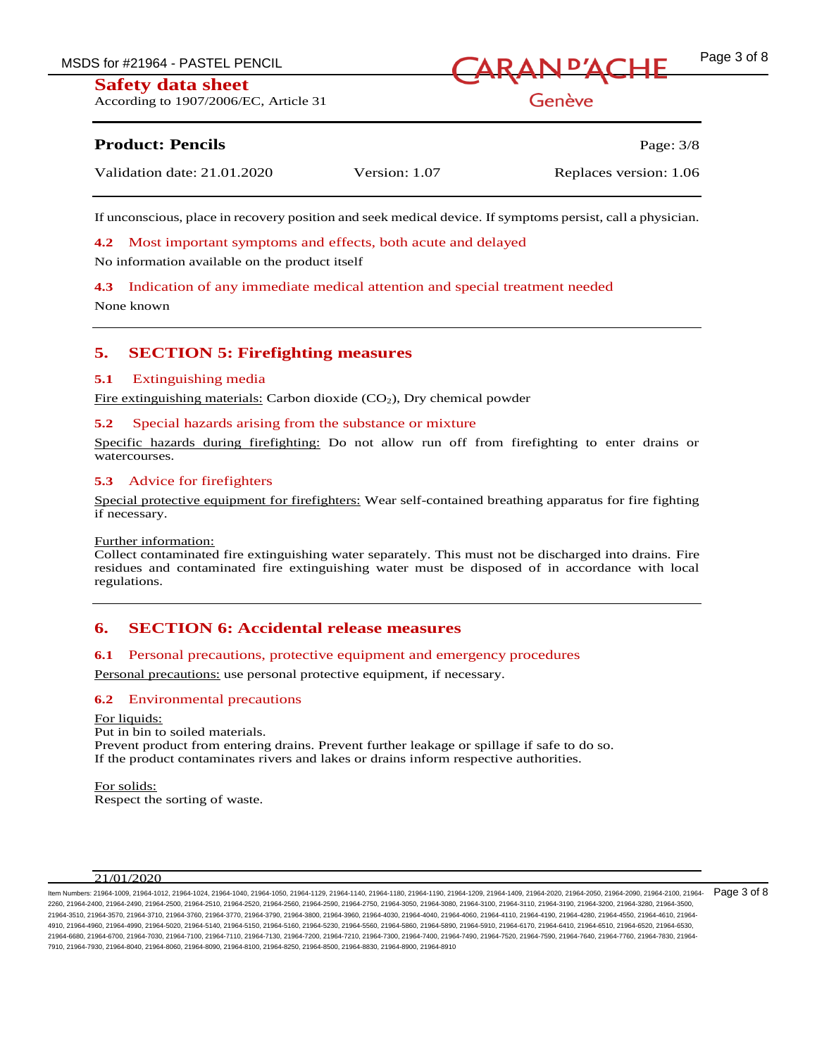If unconscious, place in recovery position and seek medical device. If symptoms persist, call a physician.

### 4.2 Most important symptoms and effects, both acute and delayed

No information available on the product itself

### 4.3 Indication of any immediate medical attention and special treatment needed

None known

## 5. SECTION 5: Firefighting measures

### 5.1 Extinguishing media

Fire extinguishing materials: Carbon dioxide ($CO_2$), Dry chemical powder

### 5.2 Special hazards arising from the substance or mixture

Specific hazards during firefighting: Do not allow run off from firefighting to enter drains or watercourses.

### 5.3 Advice for firefighters

Special protective equipment for firefighters: Wear self-contained breathing apparatus for fire fighting if necessary.

Further information:
Collect contaminated fire extinguishing water separately. This must not be discharged into drains. Fire residues and contaminated fire extinguishing water must be disposed of in accordance with local regulations.

## 6. SECTION 6: Accidental release measures

### 6.1 Personal precautions, protective equipment and emergency procedures

Personal precautions: use personal protective equipment, if necessary.

### 6.2 Environmental precautions

For liquids:
Put in bin to soiled materials.
Prevent product from entering drains. Prevent further leakage or spillage if safe to do so.
If the product contaminates rivers and lakes or drains inform respective authorities.

For solids:
Respect the sorting of waste.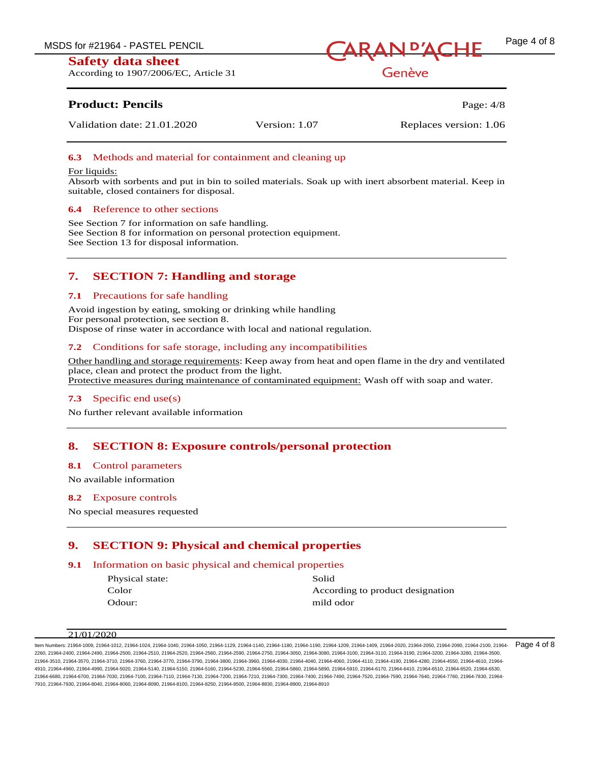### 6.3 Methods and material for containment and cleaning up

For liquids:
Absorb with sorbents and put in bin to soiled materials. Soak up with inert absorbent material. Keep in suitable, closed containers for disposal.

### 6.4 Reference to other sections

See Section 7 for information on safe handling.
See Section 8 for information on personal protection equipment.
See Section 13 for disposal information.

## 7. SECTION 7: Handling and storage

### 7.1 Precautions for safe handling

Avoid ingestion by eating, smoking or drinking while handling
For personal protection, see section 8.
Dispose of rinse water in accordance with local and national regulation.

### 7.2 Conditions for safe storage, including any incompatibilities

Other handling and storage requirements: Keep away from heat and open flame in the dry and ventilated place, clean and protect the product from the light.
Protective measures during maintenance of contaminated equipment: Wash off with soap and water.

### 7.3 Specific end use(s)

No further relevant available information

## 8. SECTION 8: Exposure controls/personal protection

### 8.1 Control parameters

No available information

### 8.2 Exposure controls

No special measures requested

## 9. SECTION 9: Physical and chemical properties

### 9.1 Information on basic physical and chemical properties

| | |
|---|---|
| Physical state: | Solid |
| Color | According to product designation |
| Odour: | mild odor |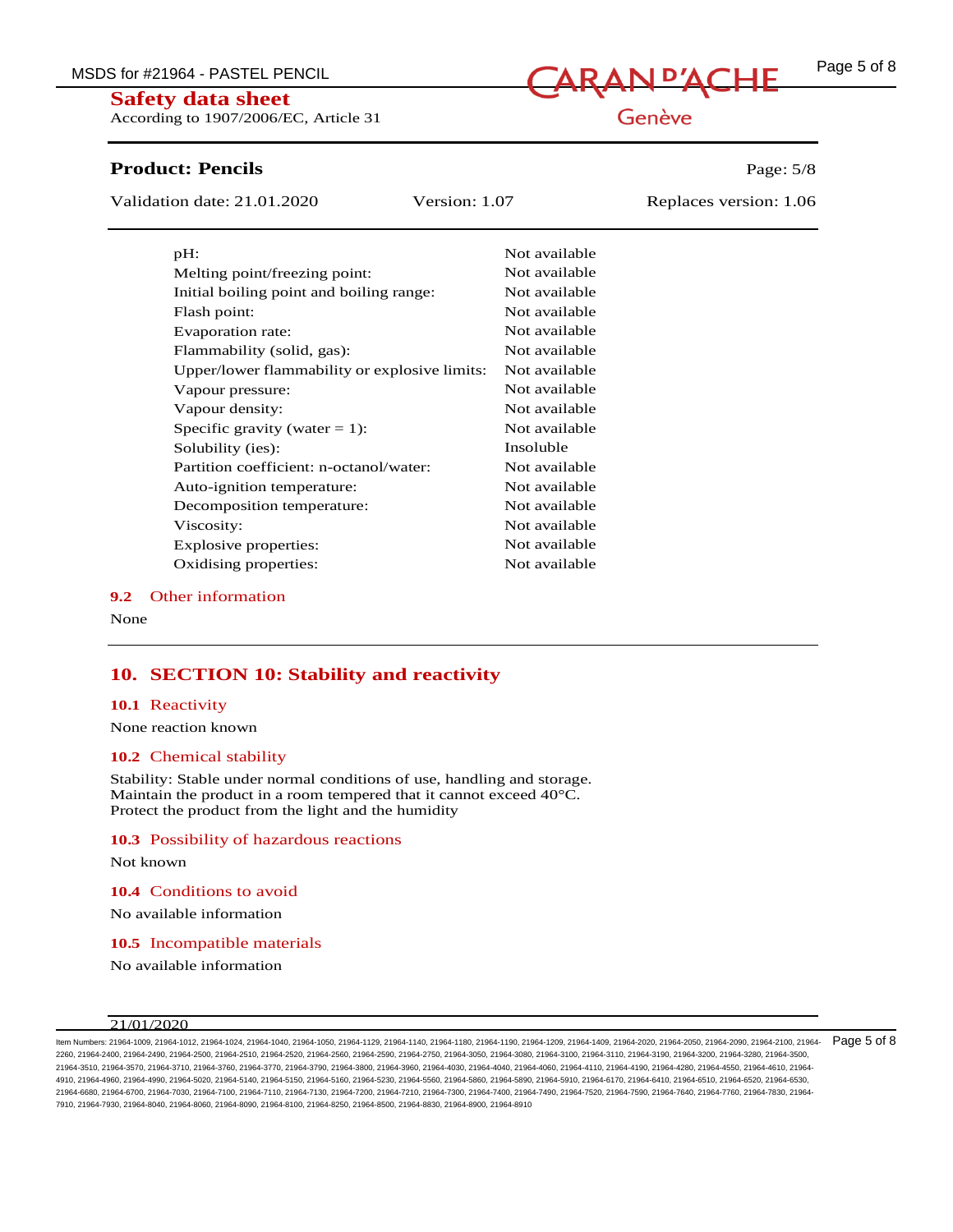| Property | Value |
|---|---|
| pH: | Not available |
| Melting point/freezing point: | Not available |
| Initial boiling point and boiling range: | Not available |
| Flash point: | Not available |
| Evaporation rate: | Not available |
| Flammability (solid, gas): | Not available |
| Upper/lower flammability or explosive limits: | Not available |
| Vapour pressure: | Not available |
| Vapour density: | Not available |
| Specific gravity (water = 1): | Not available |
| Solubility (ies): | Insoluble |
| Partition coefficient: n-octanol/water: | Not available |
| Auto-ignition temperature: | Not available |
| Decomposition temperature: | Not available |
| Viscosity: | Not available |
| Explosive properties: | Not available |
| Oxidising properties: | Not available |

### 9.2 Other information

None

## 10. SECTION 10: Stability and reactivity

### 10.1 Reactivity

None reaction known

### 10.2 Chemical stability

Stability: Stable under normal conditions of use, handling and storage.
Maintain the product in a room tempered that it cannot exceed 40°C.
Protect the product from the light and the humidity

### 10.3 Possibility of hazardous reactions

Not known

### 10.4 Conditions to avoid

No available information

### 10.5 Incompatible materials

No available information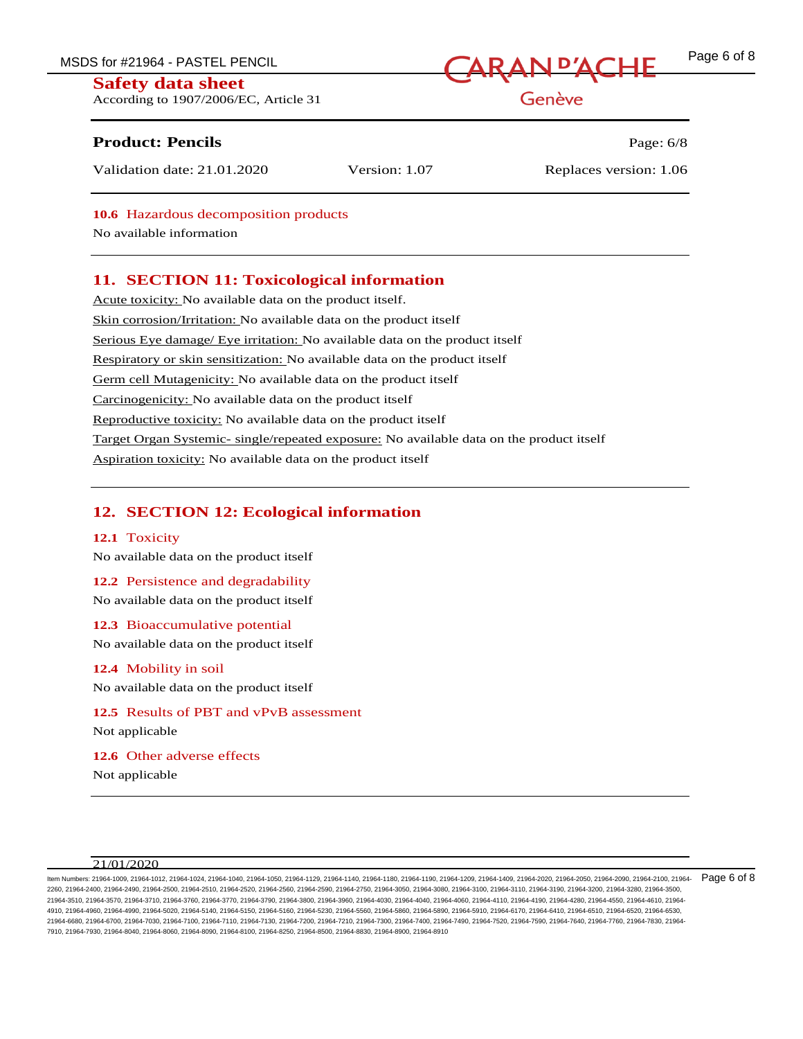### 10.6 Hazardous decomposition products

No available information

## 11. SECTION 11: Toxicological information

Acute toxicity: No available data on the product itself.

Skin corrosion/Irritation: No available data on the product itself

Serious Eye damage/ Eye irritation: No available data on the product itself

Respiratory or skin sensitization: No available data on the product itself

Germ cell Mutagenicity: No available data on the product itself

Carcinogenicity: No available data on the product itself

Reproductive toxicity: No available data on the product itself

Target Organ Systemic- single/repeated exposure: No available data on the product itself

Aspiration toxicity: No available data on the product itself

## 12. SECTION 12: Ecological information

### 12.1 Toxicity

No available data on the product itself

### 12.2 Persistence and degradability

No available data on the product itself

### 12.3 Bioaccumulative potential

No available data on the product itself

### 12.4 Mobility in soil

No available data on the product itself

### 12.5 Results of PBT and vPvB assessment

Not applicable

### 12.6 Other adverse effects

Not applicable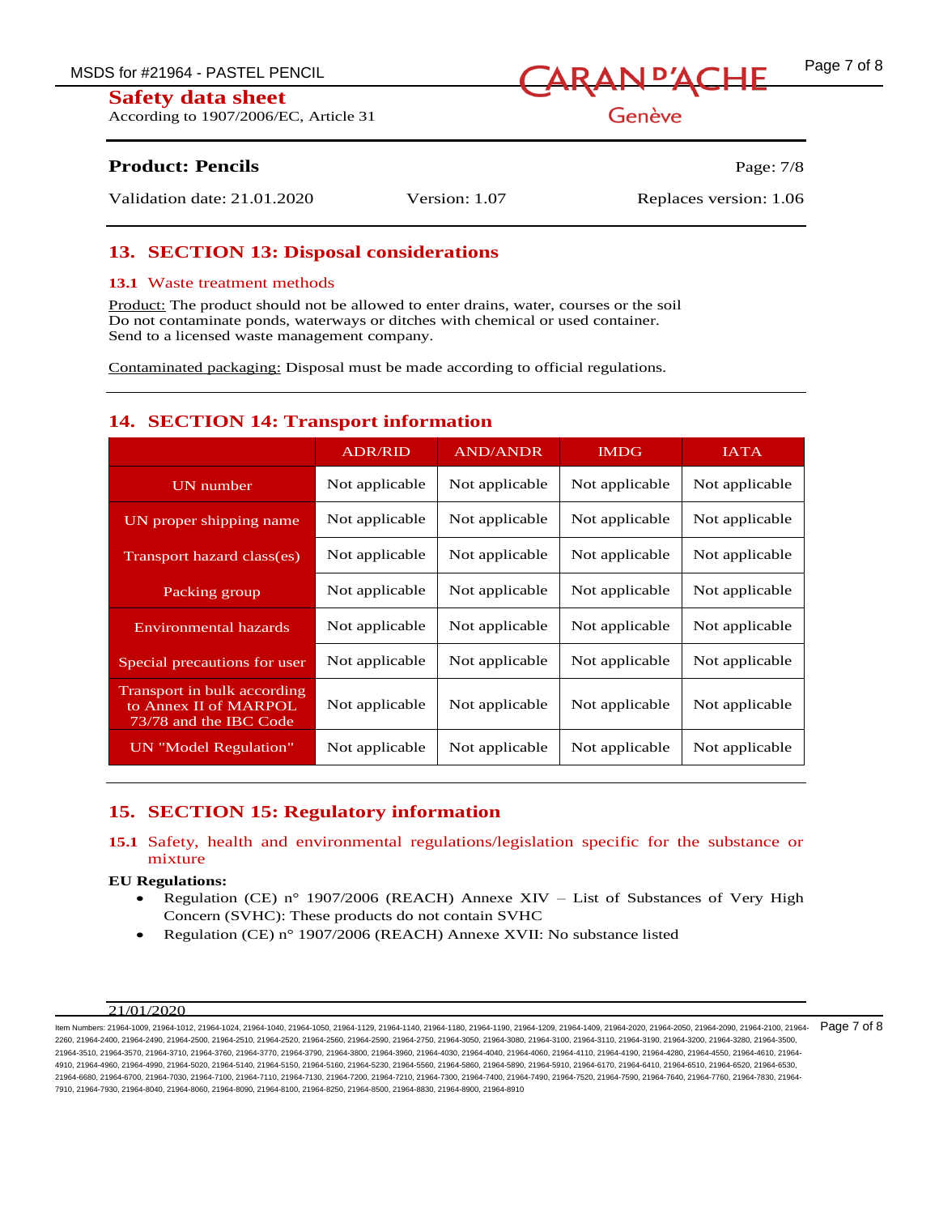## 13. SECTION 13: Disposal considerations

### 13.1 Waste treatment methods

Product: The product should not be allowed to enter drains, water, courses or the soil
Do not contaminate ponds, waterways or ditches with chemical or used container.
Send to a licensed waste management company.

Contaminated packaging: Disposal must be made according to official regulations.

## 14. SECTION 14: Transport information

| | ADR/RID | AND/ANDR | IMDG | IATA |
|---|---|---|---|---|
| UN number | Not applicable | Not applicable | Not applicable | Not applicable |
| UN proper shipping name | Not applicable | Not applicable | Not applicable | Not applicable |
| Transport hazard class(es) | Not applicable | Not applicable | Not applicable | Not applicable |
| Packing group | Not applicable | Not applicable | Not applicable | Not applicable |
| Environmental hazards | Not applicable | Not applicable | Not applicable | Not applicable |
| Special precautions for user | Not applicable | Not applicable | Not applicable | Not applicable |
| Transport in bulk according to Annex II of MARPOL 73/78 and the IBC Code | Not applicable | Not applicable | Not applicable | Not applicable |
| UN "Model Regulation" | Not applicable | Not applicable | Not applicable | Not applicable |

## 15. SECTION 15: Regulatory information

### 15.1 Safety, health and environmental regulations/legislation specific for the substance or mixture

**EU Regulations:**

- Regulation (CE) n° 1907/2006 (REACH) Annexe XIV – List of Substances of Very High Concern (SVHC): These products do not contain SVHC
- Regulation (CE) n° 1907/2006 (REACH) Annexe XVII: No substance listed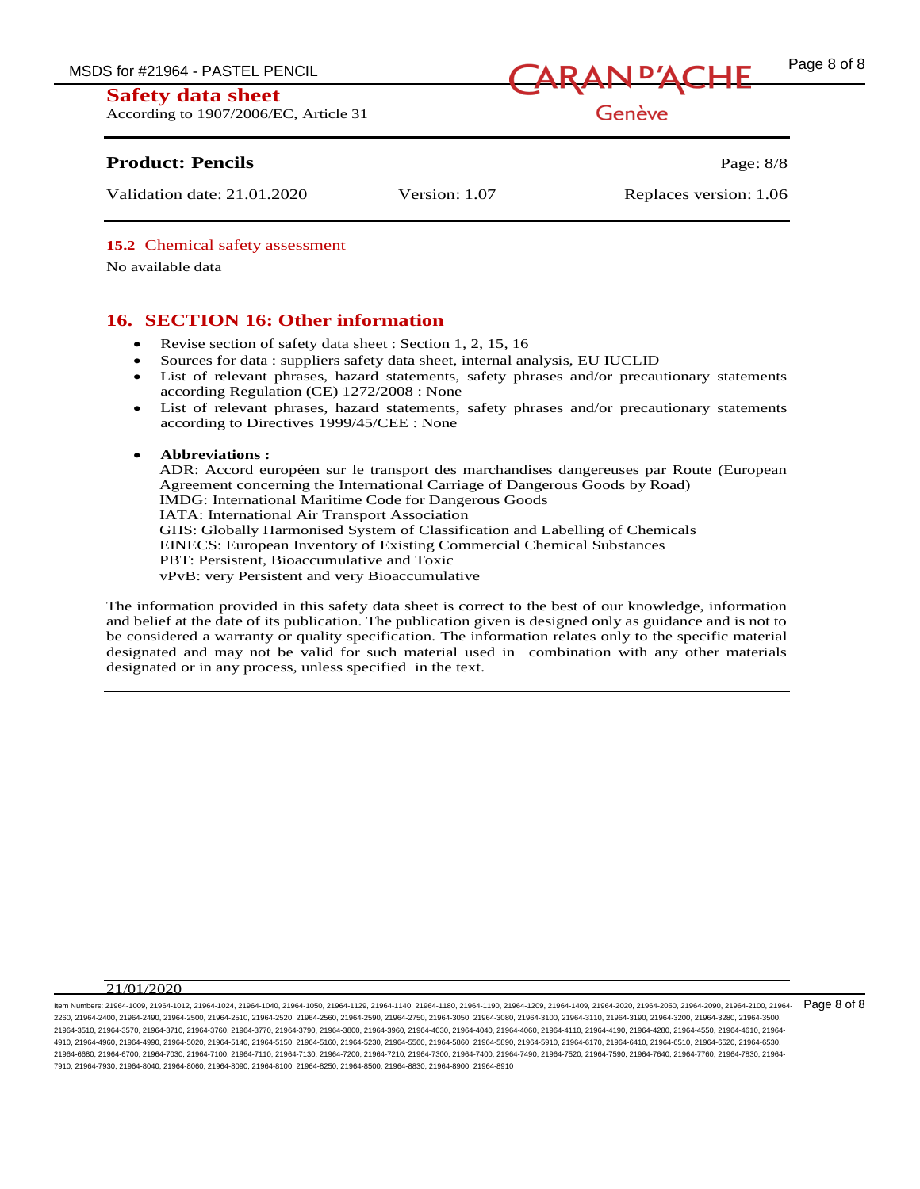**15.2** Chemical safety assessment

No available data

## 16. SECTION 16: Other information

- Revise section of safety data sheet : Section 1, 2, 15, 16
- Sources for data : suppliers safety data sheet, internal analysis, EU IUCLID
- List of relevant phrases, hazard statements, safety phrases and/or precautionary statements according Regulation (CE) 1272/2008 : None
- List of relevant phrases, hazard statements, safety phrases and/or precautionary statements according to Directives 1999/45/CEE : None
- **Abbreviations :**
  ADR: Accord européen sur le transport des marchandises dangereuses par Route (European Agreement concerning the International Carriage of Dangerous Goods by Road)
  IMDG: International Maritime Code for Dangerous Goods
  IATA: International Air Transport Association
  GHS: Globally Harmonised System of Classification and Labelling of Chemicals
  EINECS: European Inventory of Existing Commercial Chemical Substances
  PBT: Persistent, Bioaccumulative and Toxic
  vPvB: very Persistent and very Bioaccumulative

The information provided in this safety data sheet is correct to the best of our knowledge, information and belief at the date of its publication. The publication given is designed only as guidance and is not to be considered a warranty or quality specification. The information relates only to the specific material designated and may not be valid for such material used in combination with any other materials designated or in any process, unless specified in the text.